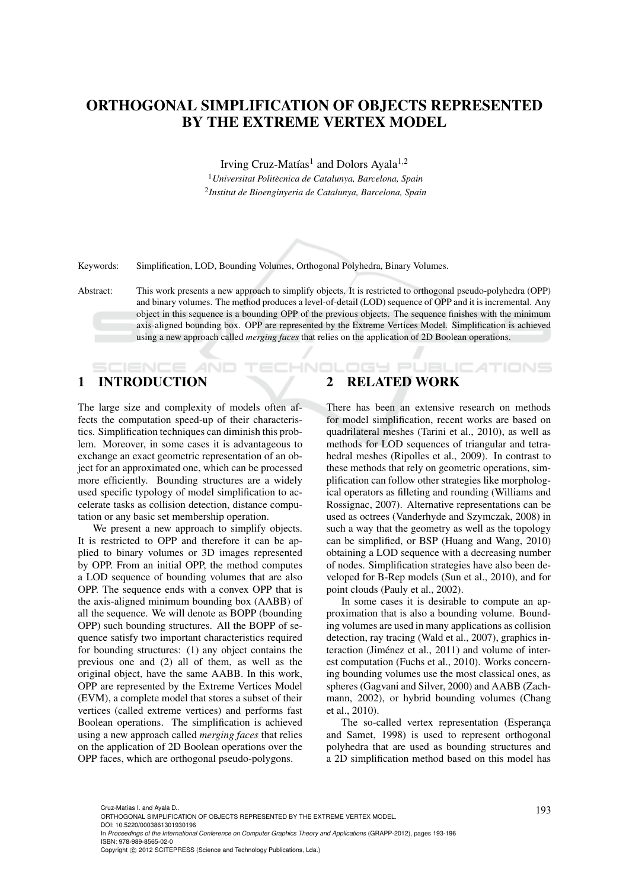# ORTHOGONAL SIMPLIFICATION OF OBJECTS REPRESENTED BY THE EXTREME VERTEX MODEL

Irving Cruz-Matías[1] and Dolors Ayala[1,2]

[1] *Universitat Politècnica de Catalunya, Barcelona, Spain*

[2] *Institut de Bioenginyeria de Catalunya, Barcelona, Spain*

Keywords: Simplification, LOD, Bounding Volumes, Orthogonal Polyhedra, Binary Volumes.

Abstract: This work presents a new approach to simplify objects. It is restricted to orthogonal pseudo-polyhedra (OPP) and binary volumes. The method produces a level-of-detail (LOD) sequence of OPP and it is incremental. Any object in this sequence is a bounding OPP of the previous objects. The sequence finishes with the minimum axis-aligned bounding box. OPP are represented by the Extreme Vertices Model. Simplification is achieved using a new approach called *merging faces* that relies on the application of 2D Boolean operations.

## 1 INTRODUCTION

The large size and complexity of models often affects the computation speed-up of their characteristics. Simplification techniques can diminish this problem. Moreover, in some cases it is advantageous to exchange an exact geometric representation of an object for an approximated one, which can be processed more efficiently. Bounding structures are a widely used specific typology of model simplification to accelerate tasks as collision detection, distance computation or any basic set membership operation.

We present a new approach to simplify objects. It is restricted to OPP and therefore it can be applied to binary volumes or 3D images represented by OPP. From an initial OPP, the method computes a LOD sequence of bounding volumes that are also OPP. The sequence ends with a convex OPP that is the axis-aligned minimum bounding box (AABB) of all the sequence. We will denote as BOPP (bounding OPP) such bounding structures. All the BOPP of sequence satisfy two important characteristics required for bounding structures: (1) any object contains the previous one and (2) all of them, as well as the original object, have the same AABB. In this work, OPP are represented by the Extreme Vertices Model (EVM), a complete model that stores a subset of their vertices (called extreme vertices) and performs fast Boolean operations. The simplification is achieved using a new approach called *merging faces* that relies on the application of 2D Boolean operations over the OPP faces, which are orthogonal pseudo-polygons.

## 2 RELATED WORK

There has been an extensive research on methods for model simplification, recent works are based on quadrilateral meshes (Tarini et al., 2010), as well as methods for LOD sequences of triangular and tetrahedral meshes (Ripolles et al., 2009). In contrast to these methods that rely on geometric operations, simplification can follow other strategies like morphological operators as filleting and rounding (Williams and Rossignac, 2007). Alternative representations can be used as octrees (Vanderhyde and Szymczak, 2008) in such a way that the geometry as well as the topology can be simplified, or BSP (Huang and Wang, 2010) obtaining a LOD sequence with a decreasing number of nodes. Simplification strategies have also been developed for B-Rep models (Sun et al., 2010), and for point clouds (Pauly et al., 2002).

In some cases it is desirable to compute an approximation that is also a bounding volume. Bounding volumes are used in many applications as collision detection, ray tracing (Wald et al., 2007), graphics interaction (Jiménez et al., 2011) and volume of interest computation (Fuchs et al., 2010). Works concerning bounding volumes use the most classical ones, as spheres (Gagvani and Silver, 2000) and AABB (Zachmann, 2002), or hybrid bounding volumes (Chang et al., 2010).

The so-called vertex representation (Esperança and Samet, 1998) is used to represent orthogonal polyhedra that are used as bounding structures and a 2D simplification method based on this model has

Cruz-Matías I. and Ayala D..
ORTHOGONAL SIMPLIFICATION OF OBJECTS REPRESENTED BY THE EXTREME VERTEX MODEL.
DOI: 10.5220/0003861301930196
In *Proceedings of the International Conference on Computer Graphics Theory and Applications* (GRAPP-2012), pages 193-196
ISBN: 978-989-8565-02-0
Copyright © 2012 SCITEPRESS (Science and Technology Publications, Lda.)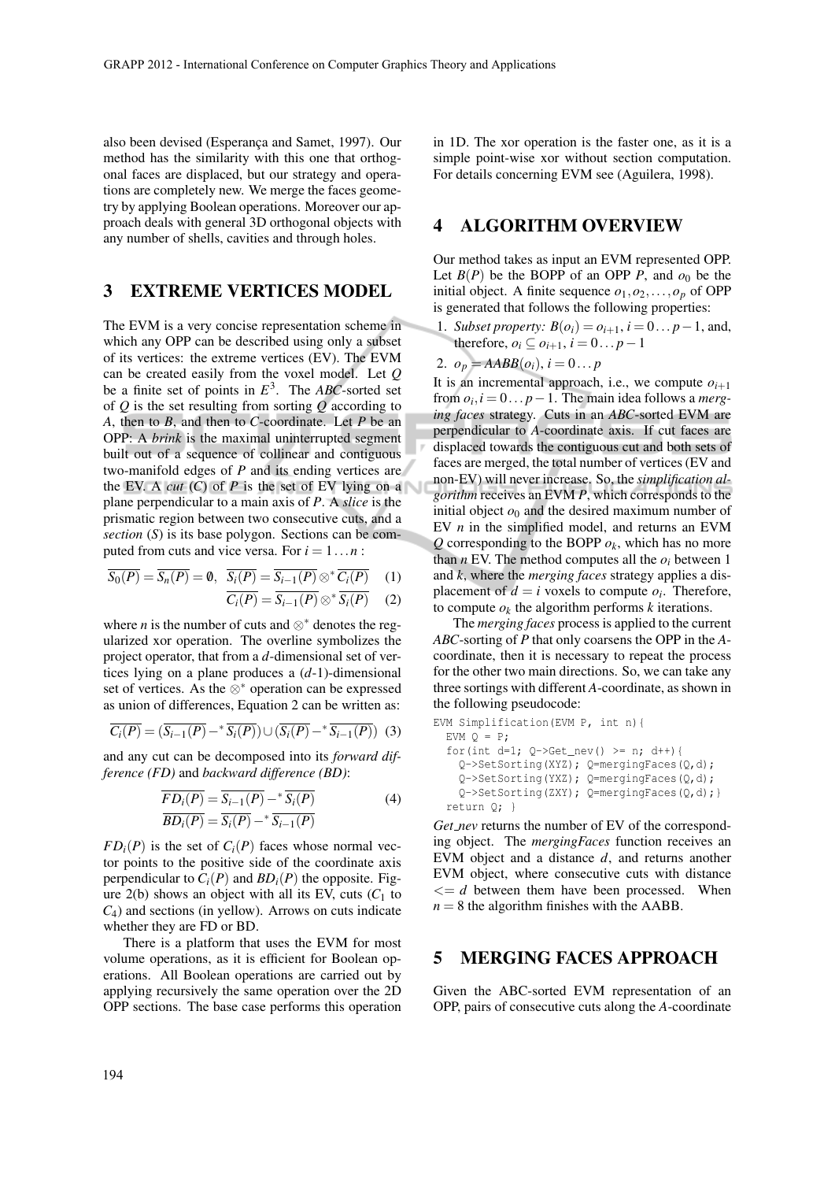also been devised (Esperança and Samet, 1997). Our method has the similarity with this one that orthogonal faces are displaced, but our strategy and operations are completely new. We merge the faces geometry by applying Boolean operations. Moreover our approach deals with general 3D orthogonal objects with any number of shells, cavities and through holes.

## 3 EXTREME VERTICES MODEL

The EVM is a very concise representation scheme in which any OPP can be described using only a subset of its vertices: the extreme vertices (EV). The EVM can be created easily from the voxel model. Let $Q$ be a finite set of points in $E^3$. The *ABC*-sorted set of $Q$ is the set resulting from sorting $Q$ according to $A$, then to $B$, and then to $C$-coordinate. Let $P$ be an OPP: A *brink* is the maximal uninterrupted segment built out of a sequence of collinear and contiguous two-manifold edges of $P$ and its ending vertices are the EV. A *cut* ($C$) of $P$ is the set of EV lying on a plane perpendicular to a main axis of $P$. A *slice* is the prismatic region between two consecutive cuts, and a *section* ($S$) is its base polygon. Sections can be computed from cuts and vice versa. For $i = 1 \dots n$ :

$$\overline{S_0(P)} = \overline{S_n(P)} = \emptyset, \quad \overline{S_i(P)} = \overline{S_{i-1}(P)} \otimes^* \overline{C_i(P)} \quad (1)$$

$$\overline{C_i(P)} = \overline{S_{i-1}(P)} \otimes^* \overline{S_i(P)} \quad (2)$$

where $n$ is the number of cuts and $\otimes^*$ denotes the regularized xor operation. The overline symbolizes the project operator, that from a $d$-dimensional set of vertices lying on a plane produces a ($d$-1)-dimensional set of vertices. As the $\otimes^*$ operation can be expressed as union of differences, Equation 2 can be written as:

$$\overline{C_i(P)} = (\overline{S_{i-1}(P)} -^* \overline{S_i(P)}) \cup (\overline{S_i(P)} -^* \overline{S_{i-1}(P)}) \quad (3)$$

and any cut can be decomposed into its *forward difference (FD)* and *backward difference (BD)*:

$$\begin{aligned} \overline{FD_i(P)} &= \overline{S_{i-1}(P)} -^* \overline{S_i(P)} \\ \overline{BD_i(P)} &= \overline{S_i(P)} -^* \overline{S_{i-1}(P)} \end{aligned} \quad (4)$$

$FD_i(P)$ is the set of $C_i(P)$ faces whose normal vector points to the positive side of the coordinate axis perpendicular to $C_i(P)$ and $BD_i(P)$ the opposite. Figure 2(b) shows an object with all its EV, cuts ($C_1$ to $C_4$) and sections (in yellow). Arrows on cuts indicate whether they are FD or BD.

There is a platform that uses the EVM for most volume operations, as it is efficient for Boolean operations. All Boolean operations are carried out by applying recursively the same operation over the 2D OPP sections. The base case performs this operation in 1D. The xor operation is the faster one, as it is a simple point-wise xor without section computation. For details concerning EVM see (Aguilera, 1998).

## 4 ALGORITHM OVERVIEW

Our method takes as input an EVM represented OPP. Let $B(P)$ be the BOPP of an OPP $P$, and $o_0$ be the initial object. A finite sequence $o_1, o_2, \dots, o_p$ of OPP is generated that follows the following properties:

1. *Subset property:* $B(o_i) = o_{i+1}$, $i = 0 \dots p-1$, and, therefore, $o_i \subseteq o_{i+1}$, $i = 0 \dots p-1$
2. $o_p = AABB(o_i)$, $i = 0 \dots p$

It is an incremental approach, i.e., we compute $o_{i+1}$ from $o_i$, $i = 0 \dots p-1$. The main idea follows a *merging faces* strategy. Cuts in an *ABC*-sorted EVM are perpendicular to $A$-coordinate axis. If cut faces are displaced towards the contiguous cut and both sets of faces are merged, the total number of vertices (EV and non-EV) will never increase. So, the *simplification algorithm* receives an EVM $P$, which corresponds to the initial object $o_0$ and the desired maximum number of EV $n$ in the simplified model, and returns an EVM $Q$ corresponding to the BOPP $o_k$, which has no more than $n$ EV. The method computes all the $o_i$ between 1 and $k$, where the *merging faces* strategy applies a displacement of $d = i$ voxels to compute $o_i$. Therefore, to compute $o_k$ the algorithm performs $k$ iterations.

The *merging faces* process is applied to the current *ABC*-sorting of $P$ that only coarsens the OPP in the $A$-coordinate, then it is necessary to repeat the process for the other two main directions. So, we can take any three sortings with different $A$-coordinate, as shown in the following pseudocode:

```
EVM Simplification(EVM P, int n){
  EVM Q = P;
  for(int d=1; Q->Get_nev() >= n; d++){
    Q->SetSorting(XYZ); Q=mergingFaces(Q,d);
    Q->SetSorting(YXZ); Q=mergingFaces(Q,d);
    Q->SetSorting(ZXY); Q=mergingFaces(Q,d);}
  return Q; }
```

*Get_nev* returns the number of EV of the corresponding object. The *mergingFaces* function receives an EVM object and a distance $d$, and returns another EVM object, where consecutive cuts with distance $<= d$ between them have been processed. When $n = 8$ the algorithm finishes with the AABB.

## 5 MERGING FACES APPROACH

Given the ABC-sorted EVM representation of an OPP, pairs of consecutive cuts along the $A$-coordinate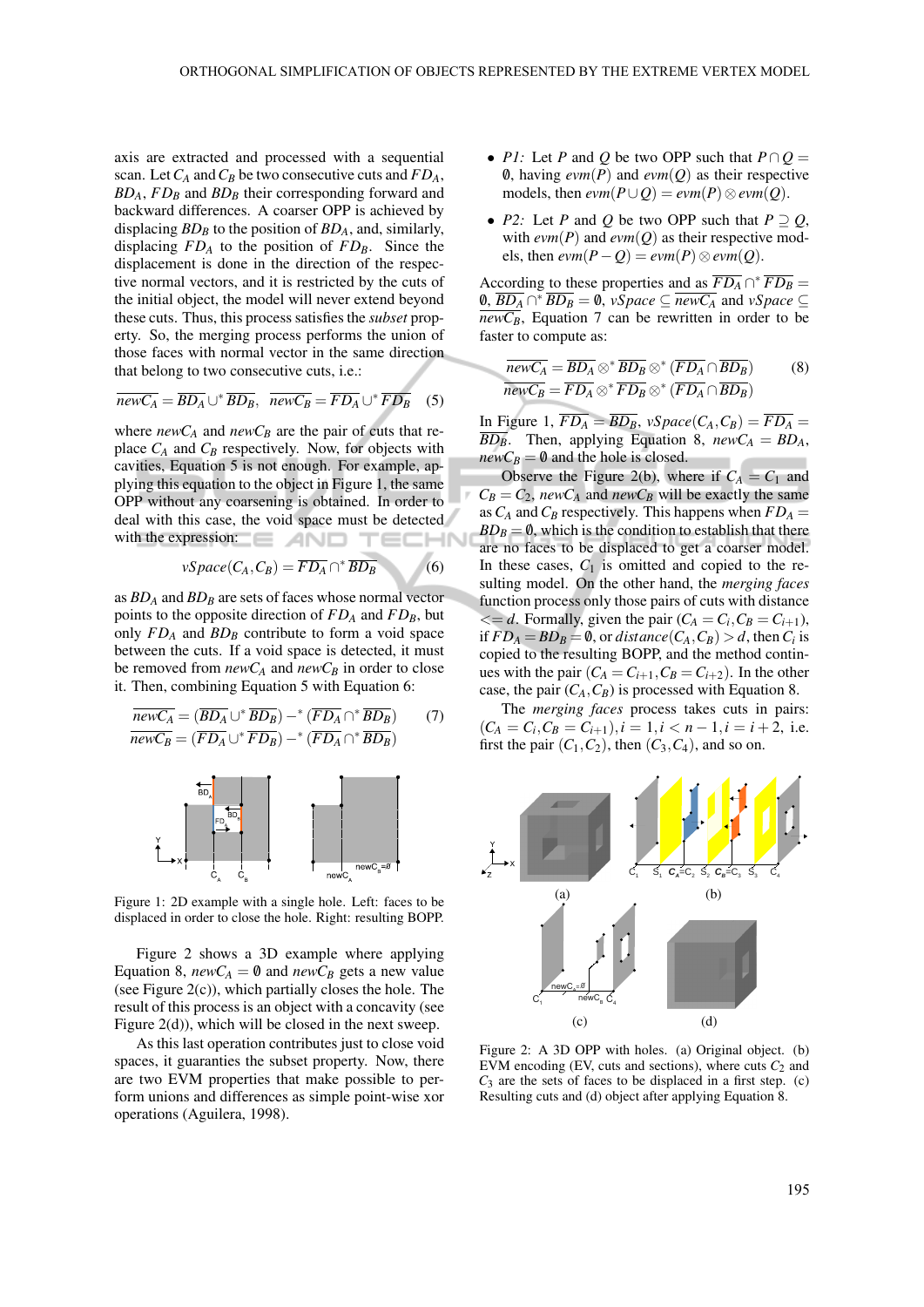axis are extracted and processed with a sequential scan. Let $C_A$ and $C_B$ be two consecutive cuts and $FD_A$, $BD_A$, $FD_B$ and $BD_B$ their corresponding forward and backward differences. A coarser OPP is achieved by displacing $BD_B$ to the position of $BD_A$, and, similarly, displacing $FD_A$ to the position of $FD_B$. Since the displacement is done in the direction of the respective normal vectors, and it is restricted by the cuts of the initial object, the model will never extend beyond these cuts. Thus, this process satisfies the *subset* property. So, the merging process performs the union of those faces with normal vector in the same direction that belong to two consecutive cuts, i.e.:

$$\overline{newC_A} = \overline{BD_A} \cup^* \overline{BD_B}, \quad \overline{newC_B} = \overline{FD_A} \cup^* \overline{FD_B} \quad (5)$$

where $newC_A$ and $newC_B$ are the pair of cuts that replace $C_A$ and $C_B$ respectively. Now, for objects with cavities, Equation 5 is not enough. For example, applying this equation to the object in Figure 1, the same OPP without any coarsening is obtained. In order to deal with this case, the void space must be detected with the expression:

$$vSpace(C_A, C_B) = \overline{FD_A} \cap^* \overline{BD_B} \quad (6)$$

as $BD_A$ and $BD_B$ are sets of faces whose normal vector points to the opposite direction of $FD_A$ and $FD_B$, but only $FD_A$ and $BD_B$ contribute to form a void space between the cuts. If a void space is detected, it must be removed from $newC_A$ and $newC_B$ in order to close it. Then, combining Equation 5 with Equation 6:

$$\begin{aligned} \overline{newC_A} &= (\overline{BD_A} \cup^* \overline{BD_B}) -^* (\overline{FD_A} \cap^* \overline{BD_B}) \\ \overline{newC_B} &= (\overline{FD_A} \cup^* \overline{FD_B}) -^* (\overline{FD_A} \cap^* \overline{BD_B}) \end{aligned} \quad (7)$$

Figure 1: 2D example with a single hole. Left: faces to be displaced in order to close the hole. Right: resulting BOPP.

Figure 2 shows a 3D example where applying Equation 8, $newC_A = \emptyset$ and $newC_B$ gets a new value (see Figure 2(c)), which partially closes the hole. The result of this process is an object with a concavity (see Figure 2(d)), which will be closed in the next sweep.

As this last operation contributes just to close void spaces, it guaranties the subset property. Now, there are two EVM properties that make possible to perform unions and differences as simple point-wise xor operations (Aguilera, 1998).

- *P1:* Let $P$ and $Q$ be two OPP such that $P \cap Q = \emptyset$, having $evm(P)$ and $evm(Q)$ as their respective models, then $evm(P \cup Q) = evm(P) \otimes evm(Q)$.
- *P2:* Let $P$ and $Q$ be two OPP such that $P \supseteq Q$, with $evm(P)$ and $evm(Q)$ as their respective models, then $evm(P - Q) = evm(P) \otimes evm(Q)$.

According to these properties and as $\overline{FD_A} \cap^* \overline{FD_B} = \emptyset$, $\overline{BD_A} \cap^* \overline{BD_B} = \emptyset$, $vSpace \subseteq \overline{newC_A}$ and $vSpace \subseteq \overline{newC_B}$, Equation 7 can be rewritten in order to be faster to compute as:

$$\begin{aligned} \overline{newC_A} &= \overline{BD_A} \otimes^* \overline{BD_B} \otimes^* (\overline{FD_A} \cap \overline{BD_B}) \\ \overline{newC_B} &= \overline{FD_A} \otimes^* \overline{FD_B} \otimes^* (\overline{FD_A} \cap \overline{BD_B}) \end{aligned} \quad (8)$$

In Figure 1, $\overline{FD_A} = \overline{BD_B}$, $vSpace(C_A, C_B) = \overline{FD_A} = \overline{BD_B}$. Then, applying Equation 8, $newC_A = BD_A$, $newC_B = \emptyset$ and the hole is closed.

Observe the Figure 2(b), where if $C_A = C_1$ and $C_B = C_2$, $newC_A$ and $newC_B$ will be exactly the same as $C_A$ and $C_B$ respectively. This happens when $FD_A = BD_B = \emptyset$, which is the condition to establish that there are no faces to be displaced to get a coarser model. In these cases, $C_1$ is omitted and copied to the resulting model. On the other hand, the *merging faces* function process only those pairs of cuts with distance $<= d$. Formally, given the pair $(C_A = C_i, C_B = C_{i+1})$, if $FD_A = BD_B = \emptyset$, or $distance(C_A, C_B) > d$, then $C_i$ is copied to the resulting BOPP, and the method continues with the pair $(C_A = C_{i+1}, C_B = C_{i+2})$. In the other case, the pair $(C_A, C_B)$ is processed with Equation 8.

The *merging faces* process takes cuts in pairs: $(C_A = C_i, C_B = C_{i+1}), i = 1, i < n-1, i = i+2$, i.e. first the pair $(C_1, C_2)$, then $(C_3, C_4)$, and so on.

Figure 2: A 3D OPP with holes. (a) Original object. (b) EVM encoding (EV, cuts and sections), where cuts $C_2$ and $C_3$ are the sets of faces to be displaced in a first step. (c) Resulting cuts and (d) object after applying Equation 8.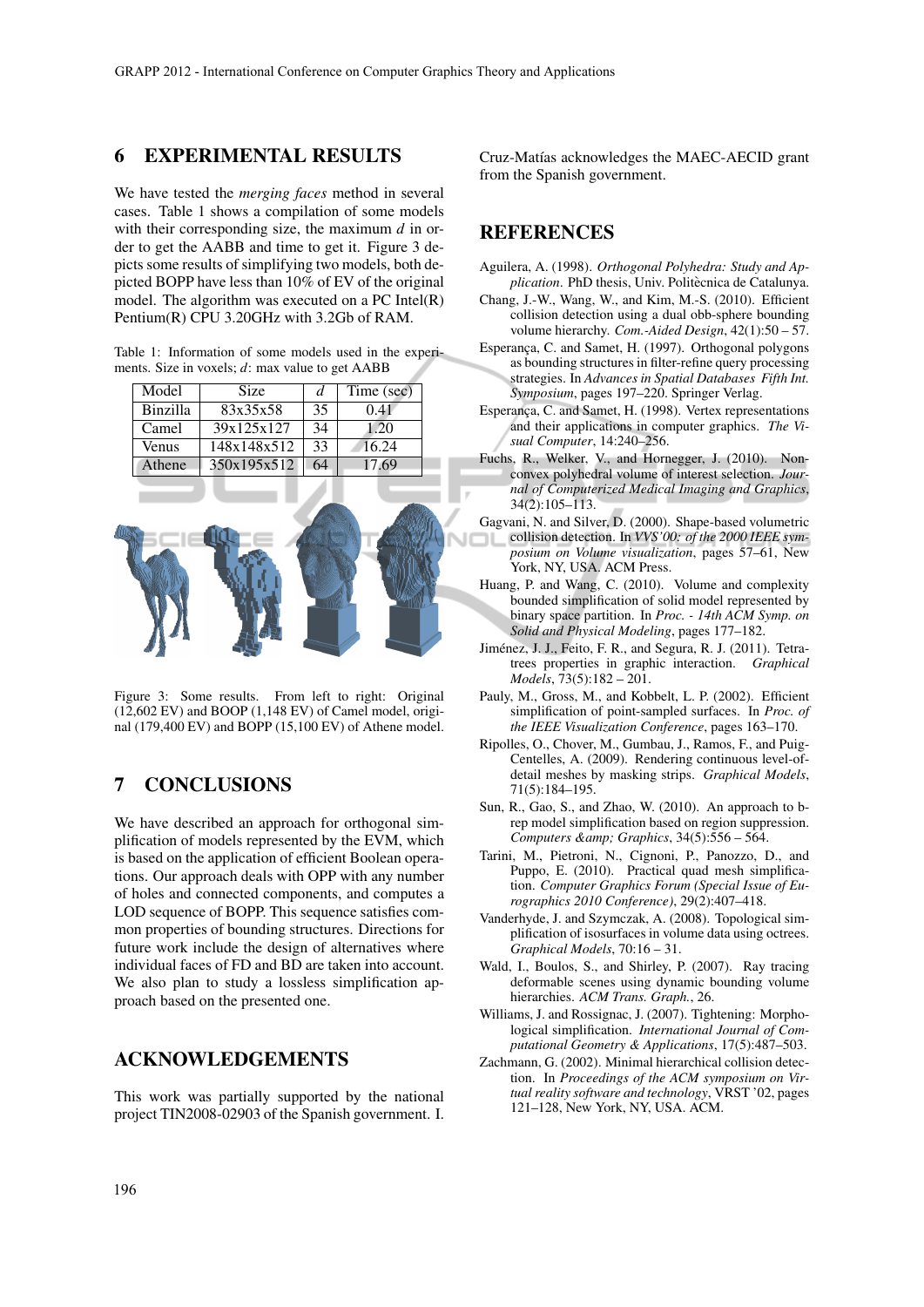## 6 EXPERIMENTAL RESULTS

We have tested the *merging faces* method in several cases. Table 1 shows a compilation of some models with their corresponding size, the maximum $d$ in order to get the AABB and time to get it. Figure 3 depicts some results of simplifying two models, both depicted BOPP have less than 10% of EV of the original model. The algorithm was executed on a PC Intel(R) Pentium(R) CPU 3.20GHz with 3.2Gb of RAM.

Table 1: Information of some models used in the experiments. Size in voxels; $d$: max value to get AABB

| Model | Size | $d$ | Time (sec) |
|---|---|---|---|
| Binzilla | 83x35x58 | 35 | 0.41 |
| Camel | 39x125x127 | 34 | 1.20 |
| Venus | 148x148x512 | 33 | 16.24 |
| Athene | 350x195x512 | 64 | 17.69 |

Figure 3: Some results. From left to right: Original (12,602 EV) and BOOP (1,148 EV) of Camel model, original (179,400 EV) and BOPP (15,100 EV) of Athene model.

## 7 CONCLUSIONS

We have described an approach for orthogonal simplification of models represented by the EVM, which is based on the application of efficient Boolean operations. Our approach deals with OPP with any number of holes and connected components, and computes a LOD sequence of BOPP. This sequence satisfies common properties of bounding structures. Directions for future work include the design of alternatives where individual faces of FD and BD are taken into account. We also plan to study a lossless simplification approach based on the presented one.

## ACKNOWLEDGEMENTS

This work was partially supported by the national project TIN2008-02903 of the Spanish government. I. Cruz-Matías acknowledges the MAEC-AECID grant from the Spanish government.

## REFERENCES

Aguilera, A. (1998). *Orthogonal Polyhedra: Study and Application*. PhD thesis, Univ. Politècnica de Catalunya.

Chang, J.-W., Wang, W., and Kim, M.-S. (2010). Efficient collision detection using a dual obb-sphere bounding volume hierarchy. *Com.-Aided Design*, 42(1):50 – 57.

Esperança, C. and Samet, H. (1997). Orthogonal polygons as bounding structures in filter-refine query processing strategies. In *Advances in Spatial Databases Fifth Int. Symposium*, pages 197–220. Springer Verlag.

Esperança, C. and Samet, H. (1998). Vertex representations and their applications in computer graphics. *The Visual Computer*, 14:240–256.

Fuchs, R., Welker, V., and Hornegger, J. (2010). Nonconvex polyhedral volume of interest selection. *Journal of Computerized Medical Imaging and Graphics*, 34(2):105–113.

Gagvani, N. and Silver, D. (2000). Shape-based volumetric collision detection. In *VVS'00: of the 2000 IEEE symposium on Volume visualization*, pages 57–61, New York, NY, USA. ACM Press.

Huang, P. and Wang, C. (2010). Volume and complexity bounded simplification of solid model represented by binary space partition. In *Proc. - 14th ACM Symp. on Solid and Physical Modeling*, pages 177–182.

Jiménez, J. J., Feito, F. R., and Segura, R. J. (2011). Tetra-trees properties in graphic interaction. *Graphical Models*, 73(5):182 – 201.

Pauly, M., Gross, M., and Kobbelt, L. P. (2002). Efficient simplification of point-sampled surfaces. In *Proc. of the IEEE Visualization Conference*, pages 163–170.

Ripolles, O., Chover, M., Gumbau, J., Ramos, F., and Puig-Centelles, A. (2009). Rendering continuous level-of-detail meshes by masking strips. *Graphical Models*, 71(5):184–195.

Sun, R., Gao, S., and Zhao, W. (2010). An approach to b-rep model simplification based on region suppression. *Computers &amp; Graphics*, 34(5):556 – 564.

Tarini, M., Pietroni, N., Cignoni, P., Panozzo, D., and Puppo, E. (2010). Practical quad mesh simplification. *Computer Graphics Forum (Special Issue of Eurographics 2010 Conference)*, 29(2):407–418.

Vanderhyde, J. and Szymczak, A. (2008). Topological simplification of isosurfaces in volume data using octrees. *Graphical Models*, 70:16 – 31.

Wald, I., Boulos, S., and Shirley, P. (2007). Ray tracing deformable scenes using dynamic bounding volume hierarchies. *ACM Trans. Graph.*, 26.

Williams, J. and Rossignac, J. (2007). Tightening: Morphological simplification. *International Journal of Computational Geometry & Applications*, 17(5):487–503.

Zachmann, G. (2002). Minimal hierarchical collision detection. In *Proceedings of the ACM symposium on Virtual reality software and technology*, VRST '02, pages 121–128, New York, NY, USA. ACM.